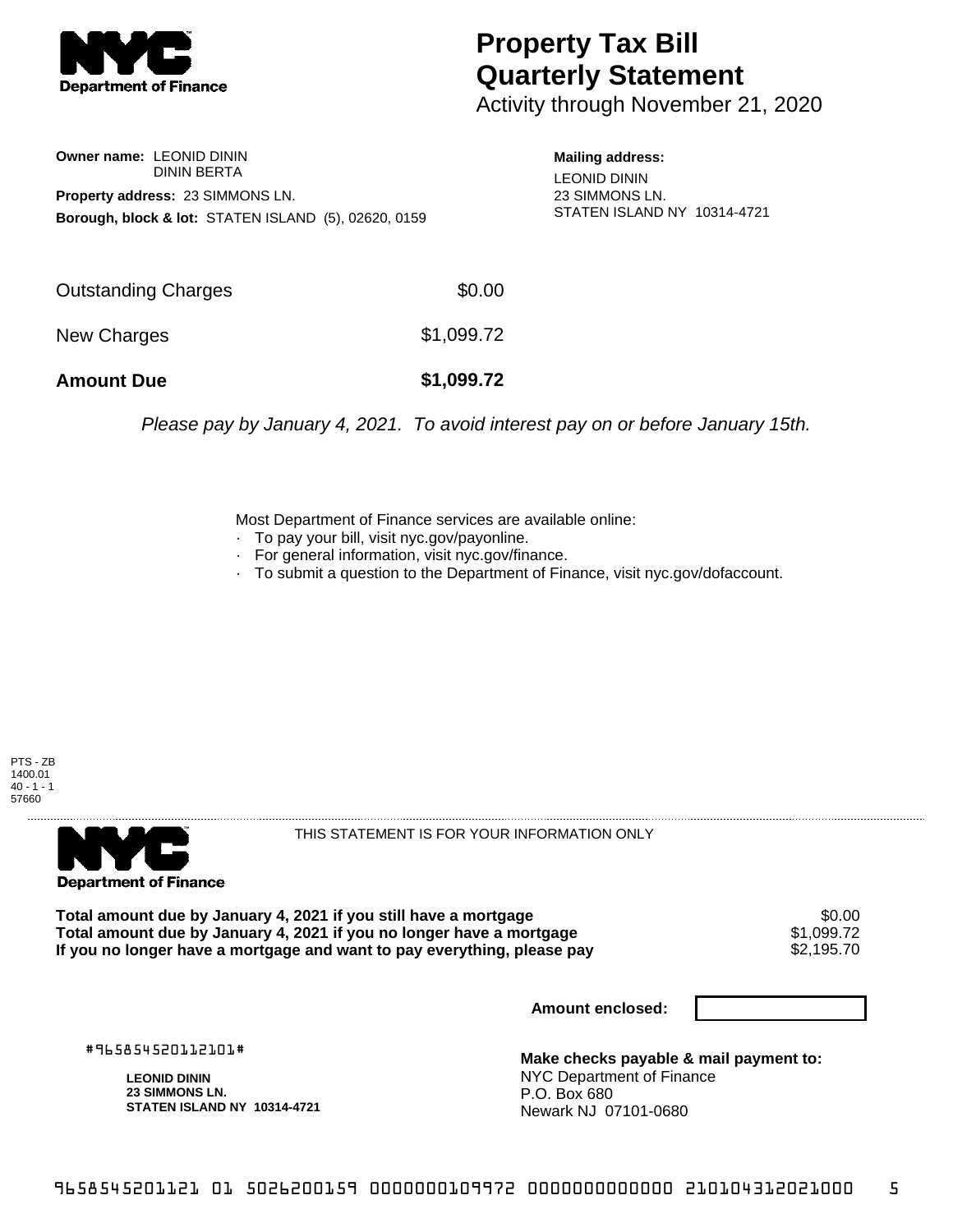# Property Tax Bill Quarterly Statement

Activity through November 21, 2020

**Owner name:** LEONID DININ
DININ BERTA

**Property address:** 23 SIMMONS LN.

**Borough, block & lot:** STATEN ISLAND (5), 02620, 0159

**Mailing address:**
LEONID DININ
23 SIMMONS LN.
STATEN ISLAND NY 10314-4721

| | |
|---|---|
| Outstanding Charges | $0.00 |
| New Charges | $1,099.72 |
| **Amount Due** | **$1,099.72** |

*Please pay by January 4, 2021. To avoid interest pay on or before January 15th.*

Most Department of Finance services are available online:

- To pay your bill, visit nyc.gov/payonline.
- For general information, visit nyc.gov/finance.
- To submit a question to the Department of Finance, visit nyc.gov/dofaccount.

PTS - ZB
1400.01
40 - 1 - 1
57660

THIS STATEMENT IS FOR YOUR INFORMATION ONLY

| | |
|---|---|
| **Total amount due by January 4, 2021 if you still have a mortgage** | $0.00 |
| **Total amount due by January 4, 2021 if you no longer have a mortgage** | $1,099.72 |
| **If you no longer have a mortgage and want to pay everything, please pay** | $2,195.70 |

**Amount enclosed:**

#965854520112101#

**LEONID DININ**
**23 SIMMONS LN.**
**STATEN ISLAND NY 10314-4721**

**Make checks payable & mail payment to:**
NYC Department of Finance
P.O. Box 680
Newark NJ 07101-0680

9658545201121 01 5026200159 0000000109972 0000000000000 210104312021000 5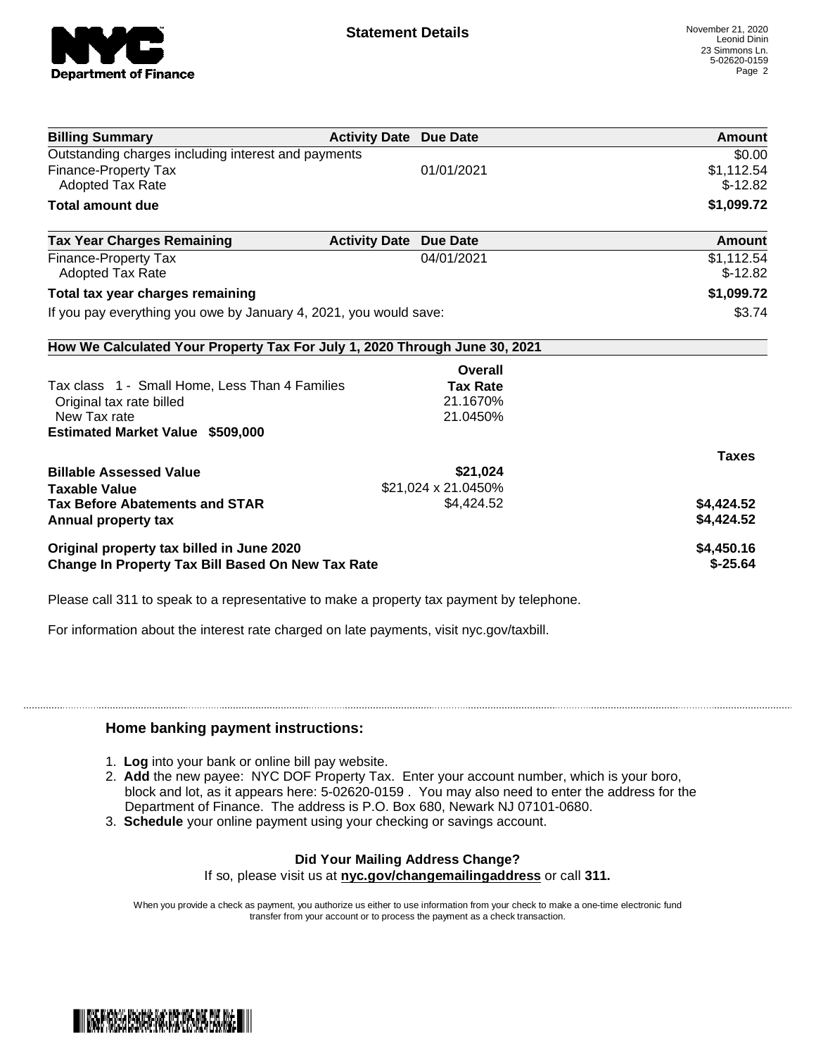# Statement Details

November 21, 2020
Leonid Dinin
23 Simmons Ln.
5-02620-0159

| Billing Summary | Activity Date | Due Date | Amount |
|---|---|---|---|
| Outstanding charges including interest and payments | | | $0.00 |
| Finance-Property Tax | | 01/01/2021 | $1,112.54 |
| Adopted Tax Rate | | | $-12.82 |
| **Total amount due** | | | **$1,099.72** |

| Tax Year Charges Remaining | Activity Date | Due Date | Amount |
|---|---|---|---|
| Finance-Property Tax | | 04/01/2021 | $1,112.54 |
| Adopted Tax Rate | | | $-12.82 |
| **Total tax year charges remaining** | | | **$1,099.72** |
| If you pay everything you owe by January 4, 2021, you would save: | | | $3.74 |

**How We Calculated Your Property Tax For July 1, 2020 Through June 30, 2021**

| | Overall Tax Rate | |
|---|---|---|
| Tax class 1 - Small Home, Less Than 4 Families | | |
| Original tax rate billed | 21.1670% | |
| New Tax rate | 21.0450% | |
| **Estimated Market Value $509,000** | | |

| | | Taxes |
|---|---|---|
| **Billable Assessed Value** | **$21,024** | |
| **Taxable Value** | $21,024 x 21.0450% | |
| **Tax Before Abatements and STAR** | $4,424.52 | **$4,424.52** |
| **Annual property tax** | | **$4,424.52** |
| **Original property tax billed in June 2020** | | **$4,450.16** |
| **Change In Property Tax Bill Based On New Tax Rate** | | **$-25.64** |

Please call 311 to speak to a representative to make a property tax payment by telephone.

For information about the interest rate charged on late payments, visit nyc.gov/taxbill.

## Home banking payment instructions:

1. **Log** into your bank or online bill pay website.
2. **Add** the new payee: NYC DOF Property Tax. Enter your account number, which is your boro, block and lot, as it appears here: 5-02620-0159 . You may also need to enter the address for the Department of Finance. The address is P.O. Box 680, Newark NJ 07101-0680.
3. **Schedule** your online payment using your checking or savings account.

**Did Your Mailing Address Change?**
If so, please visit us at **nyc.gov/changemailingaddress** or call **311.**

When you provide a check as payment, you authorize us either to use information from your check to make a one-time electronic fund transfer from your account or to process the payment as a check transaction.